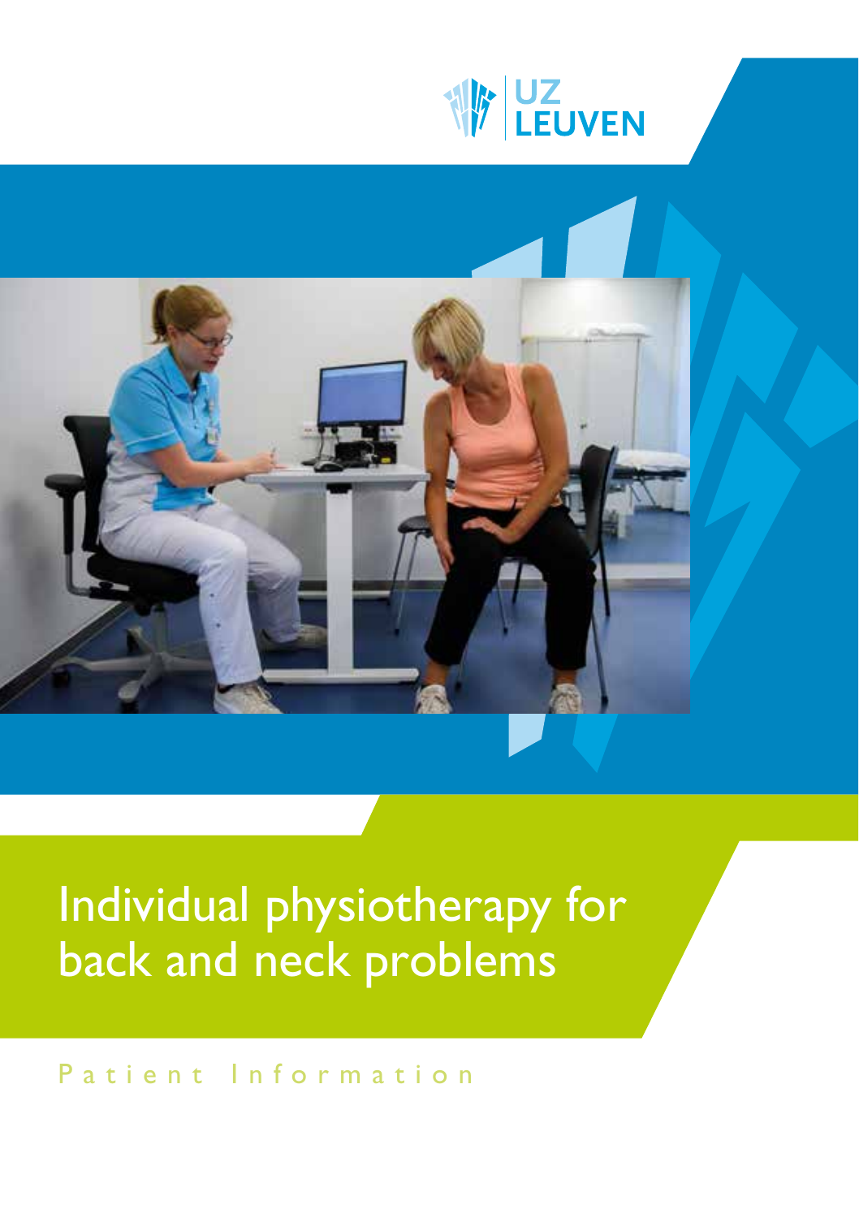UZ LEUVEN

# Individual physiotherapy for back and neck problems

Patient Information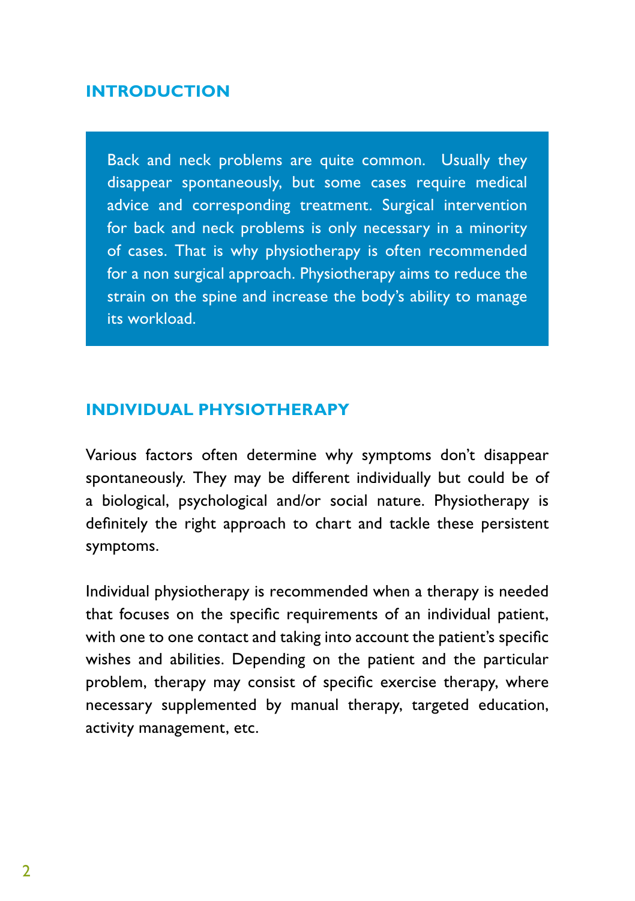## INTRODUCTION

Back and neck problems are quite common. Usually they disappear spontaneously, but some cases require medical advice and corresponding treatment. Surgical intervention for back and neck problems is only necessary in a minority of cases. That is why physiotherapy is often recommended for a non surgical approach. Physiotherapy aims to reduce the strain on the spine and increase the body's ability to manage its workload.

## INDIVIDUAL PHYSIOTHERAPY

Various factors often determine why symptoms don't disappear spontaneously. They may be different individually but could be of a biological, psychological and/or social nature. Physiotherapy is definitely the right approach to chart and tackle these persistent symptoms.

Individual physiotherapy is recommended when a therapy is needed that focuses on the specific requirements of an individual patient, with one to one contact and taking into account the patient's specific wishes and abilities. Depending on the patient and the particular problem, therapy may consist of specific exercise therapy, where necessary supplemented by manual therapy, targeted education, activity management, etc.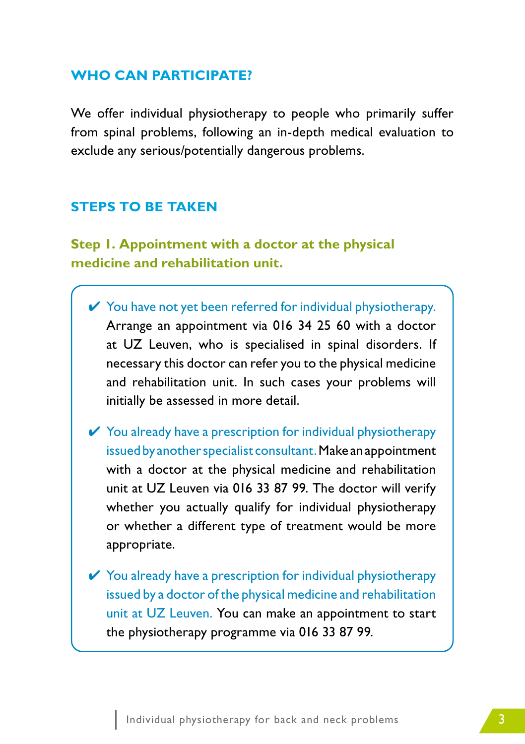## WHO CAN PARTICIPATE?

We offer individual physiotherapy to people who primarily suffer from spinal problems, following an in-depth medical evaluation to exclude any serious/potentially dangerous problems.

## STEPS TO BE TAKEN

### Step 1. Appointment with a doctor at the physical medicine and rehabilitation unit.

- ✔ You have not yet been referred for individual physiotherapy. Arrange an appointment via 016 34 25 60 with a doctor at UZ Leuven, who is specialised in spinal disorders. If necessary this doctor can refer you to the physical medicine and rehabilitation unit. In such cases your problems will initially be assessed in more detail.
- ✔ You already have a prescription for individual physiotherapy issued by another specialist consultant. Make an appointment with a doctor at the physical medicine and rehabilitation unit at UZ Leuven via 016 33 87 99. The doctor will verify whether you actually qualify for individual physiotherapy or whether a different type of treatment would be more appropriate.
- ✔ You already have a prescription for individual physiotherapy issued by a doctor of the physical medicine and rehabilitation unit at UZ Leuven. You can make an appointment to start the physiotherapy programme via 016 33 87 99.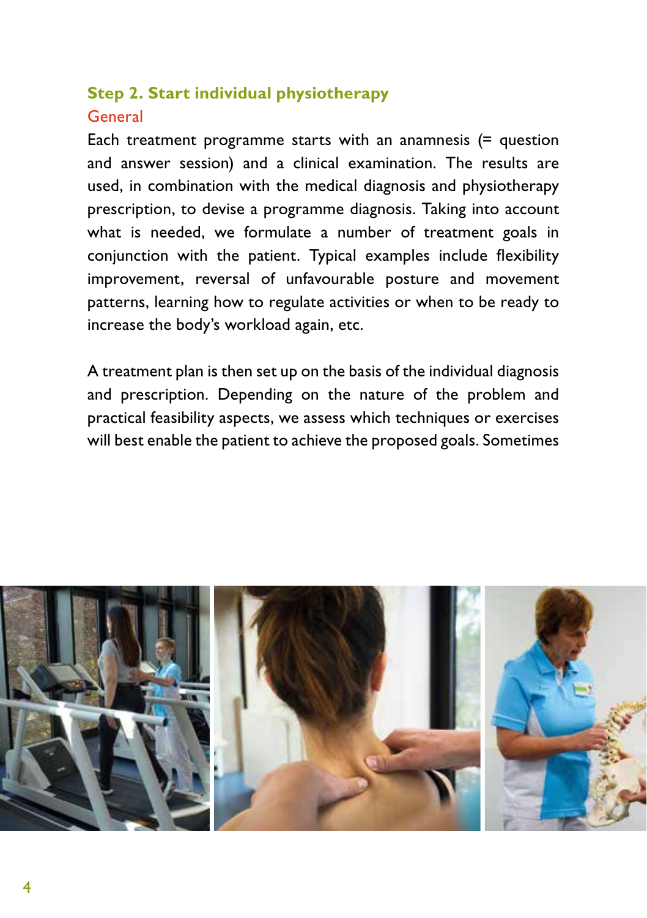## Step 2. Start individual physiotherapy

### General

Each treatment programme starts with an anamnesis (= question and answer session) and a clinical examination. The results are used, in combination with the medical diagnosis and physiotherapy prescription, to devise a programme diagnosis. Taking into account what is needed, we formulate a number of treatment goals in conjunction with the patient. Typical examples include flexibility improvement, reversal of unfavourable posture and movement patterns, learning how to regulate activities or when to be ready to increase the body's workload again, etc.

A treatment plan is then set up on the basis of the individual diagnosis and prescription. Depending on the nature of the problem and practical feasibility aspects, we assess which techniques or exercises will best enable the patient to achieve the proposed goals. Sometimes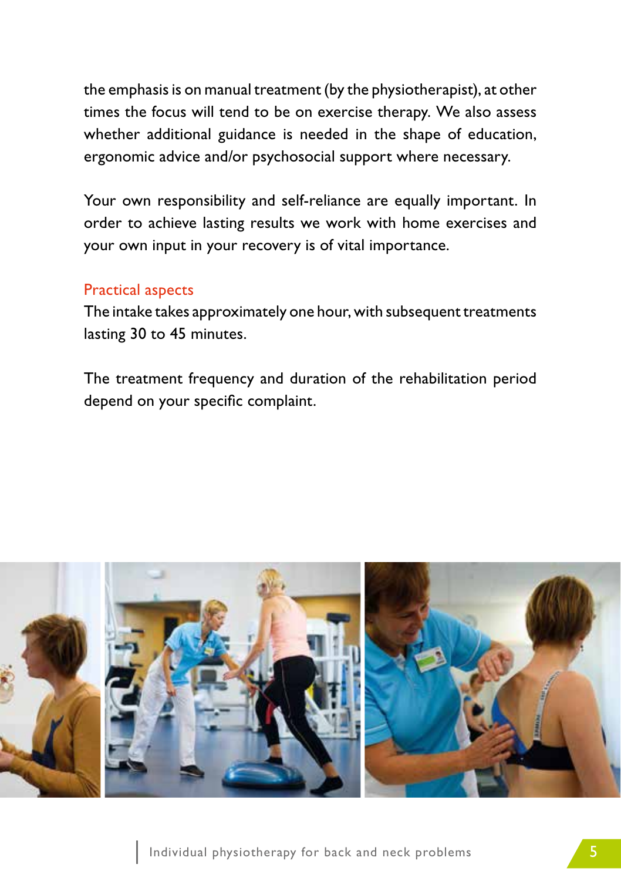the emphasis is on manual treatment (by the physiotherapist), at other times the focus will tend to be on exercise therapy. We also assess whether additional guidance is needed in the shape of education, ergonomic advice and/or psychosocial support where necessary.

Your own responsibility and self-reliance are equally important. In order to achieve lasting results we work with home exercises and your own input in your recovery is of vital importance.

## Practical aspects

The intake takes approximately one hour, with subsequent treatments lasting 30 to 45 minutes.

The treatment frequency and duration of the rehabilitation period depend on your specific complaint.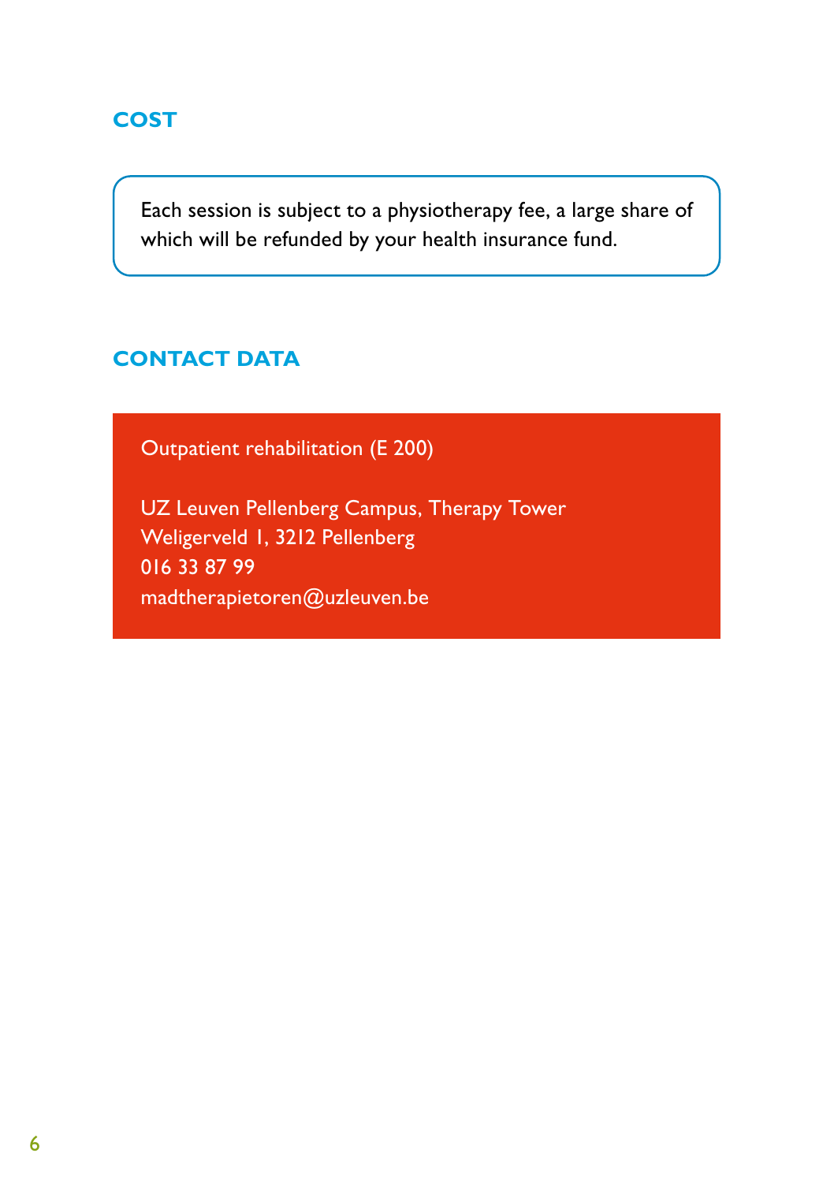## COST

Each session is subject to a physiotherapy fee, a large share of which will be refunded by your health insurance fund.

## CONTACT DATA

Outpatient rehabilitation (E 200)

UZ Leuven Pellenberg Campus, Therapy Tower
Weligerveld 1, 3212 Pellenberg
016 33 87 99
madtherapietoren@uzleuven.be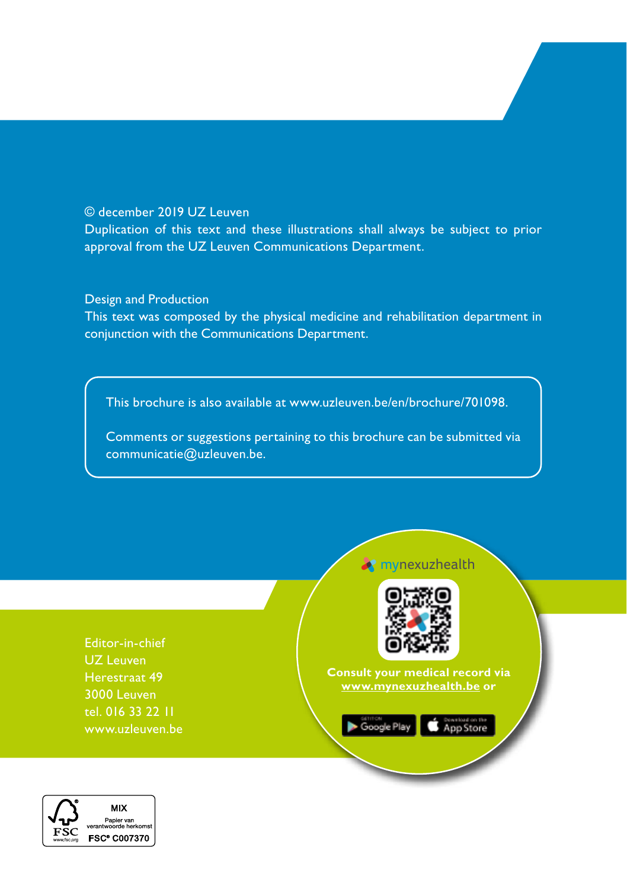© december 2019 UZ Leuven
Duplication of this text and these illustrations shall always be subject to prior approval from the UZ Leuven Communications Department.

Design and Production
This text was composed by the physical medicine and rehabilitation department in conjunction with the Communications Department.

This brochure is also available at www.uzleuven.be/en/brochure/701098.

Comments or suggestions pertaining to this brochure can be submitted via communicatie@uzleuven.be.

mynexuzhealth

**Consult your medical record via www.mynexuzhealth.be or**

Google Play  App Store

Editor-in-chief
UZ Leuven
Herestraat 49
3000 Leuven
tel. 016 33 22 11
www.uzleuven.be

MIX
Papier van verantwoorde herkomst
FSC® C007370